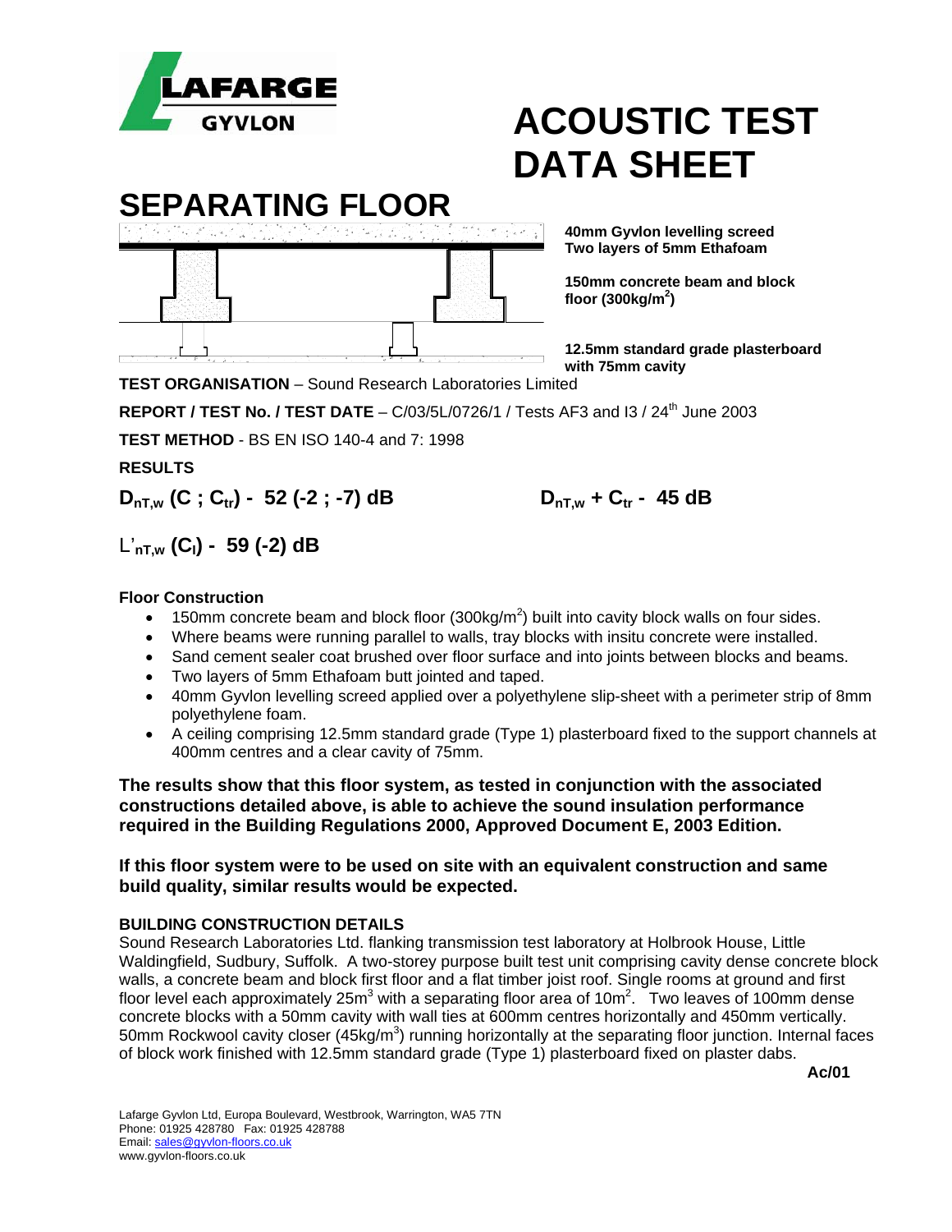LAFARGE GYVLON

# ACOUSTIC TEST DATA SHEET

## SEPARATING FLOOR

**40mm Gyvlon levelling screed**
**Two layers of 5mm Ethafoam**

**150mm concrete beam and block floor (300kg/m$^2$)**

**12.5mm standard grade plasterboard with 75mm cavity**

**TEST ORGANISATION** – Sound Research Laboratories Limited

**REPORT / TEST No. / TEST DATE** – C/03/5L/0726/1 / Tests AF3 and I3 / 24th June 2003

**TEST METHOD** - BS EN ISO 140-4 and 7: 1998

**RESULTS**

**$D_{nT,w}$ (C ; $C_{tr}$) - 52 (-2 ; -7) dB** **$D_{nT,w} + C_{tr}$ - 45 dB**

**$L'_{nT,w}$ ($C_I$) - 59 (-2) dB**

**Floor Construction**

- 150mm concrete beam and block floor (300kg/m$^2$) built into cavity block walls on four sides.
- Where beams were running parallel to walls, tray blocks with insitu concrete were installed.
- Sand cement sealer coat brushed over floor surface and into joints between blocks and beams.
- Two layers of 5mm Ethafoam butt jointed and taped.
- 40mm Gyvlon levelling screed applied over a polyethylene slip-sheet with a perimeter strip of 8mm polyethylene foam.
- A ceiling comprising 12.5mm standard grade (Type 1) plasterboard fixed to the support channels at 400mm centres and a clear cavity of 75mm.

**The results show that this floor system, as tested in conjunction with the associated constructions detailed above, is able to achieve the sound insulation performance required in the Building Regulations 2000, Approved Document E, 2003 Edition.**

**If this floor system were to be used on site with an equivalent construction and same build quality, similar results would be expected.**

**BUILDING CONSTRUCTION DETAILS**

Sound Research Laboratories Ltd. flanking transmission test laboratory at Holbrook House, Little Waldingfield, Sudbury, Suffolk. A two-storey purpose built test unit comprising cavity dense concrete block walls, a concrete beam and block first floor and a flat timber joist roof. Single rooms at ground and first floor level each approximately 25m$^3$ with a separating floor area of 10m$^2$. Two leaves of 100mm dense concrete blocks with a 50mm cavity with wall ties at 600mm centres horizontally and 450mm vertically. 50mm Rockwool cavity closer (45kg/m$^3$) running horizontally at the separating floor junction. Internal faces of block work finished with 12.5mm standard grade (Type 1) plasterboard fixed on plaster dabs.

**Ac/01**

Lafarge Gyvlon Ltd, Europa Boulevard, Westbrook, Warrington, WA5 7TN
Phone: 01925 428780 Fax: 01925 428788
Email: sales@gyvlon-floors.co.uk
www.gyvlon-floors.co.uk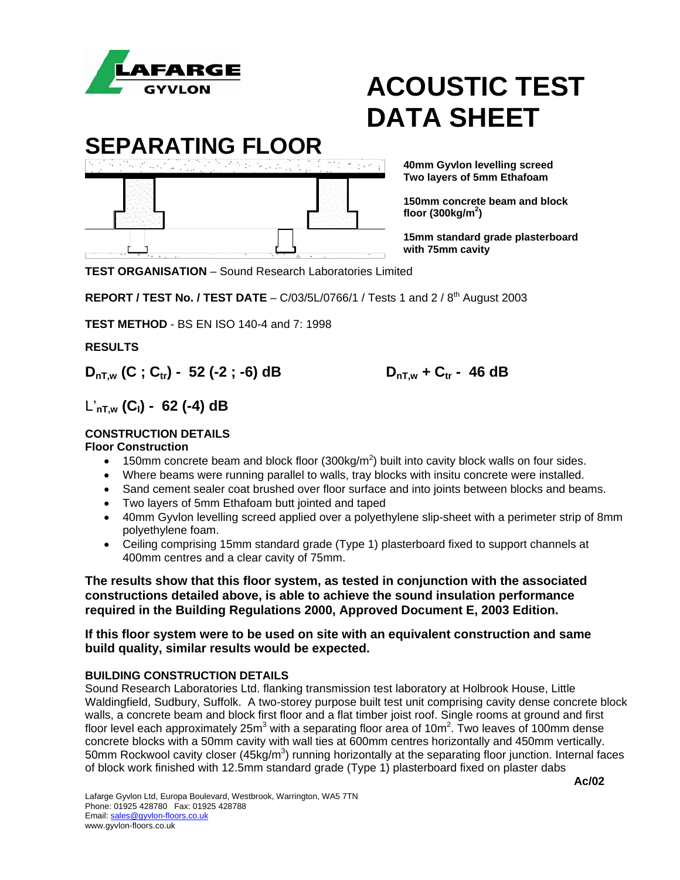# ACOUSTIC TEST DATA SHEET

## SEPARATING FLOOR

**40mm Gyvlon levelling screed**
**Two layers of 5mm Ethafoam**

**150mm concrete beam and block floor (300kg/m$^2$)**

**15mm standard grade plasterboard with 75mm cavity**

**TEST ORGANISATION** – Sound Research Laboratories Limited

**REPORT / TEST No. / TEST DATE** – C/03/5L/0766/1 / Tests 1 and 2 / 8th August 2003

**TEST METHOD** - BS EN ISO 140-4 and 7: 1998

**RESULTS**

**$D_{nT,w}$ ($C$ ; $C_{tr}$) - 52 (-2 ; -6) dB** **$D_{nT,w}$ + $C_{tr}$ - 46 dB**

**$L'_{nT,w}$ ($C_I$) - 62 (-4) dB**

### CONSTRUCTION DETAILS

**Floor Construction**

- 150mm concrete beam and block floor (300kg/m$^2$) built into cavity block walls on four sides.
- Where beams were running parallel to walls, tray blocks with insitu concrete were installed.
- Sand cement sealer coat brushed over floor surface and into joints between blocks and beams.
- Two layers of 5mm Ethafoam butt jointed and taped
- 40mm Gyvlon levelling screed applied over a polyethylene slip-sheet with a perimeter strip of 8mm polyethylene foam.
- Ceiling comprising 15mm standard grade (Type 1) plasterboard fixed to support channels at 400mm centres and a clear cavity of 75mm.

**The results show that this floor system, as tested in conjunction with the associated constructions detailed above, is able to achieve the sound insulation performance required in the Building Regulations 2000, Approved Document E, 2003 Edition.**

**If this floor system were to be used on site with an equivalent construction and same build quality, similar results would be expected.**

### BUILDING CONSTRUCTION DETAILS

Sound Research Laboratories Ltd. flanking transmission test laboratory at Holbrook House, Little Waldingfield, Sudbury, Suffolk. A two-storey purpose built test unit comprising cavity dense concrete block walls, a concrete beam and block first floor and a flat timber joist roof. Single rooms at ground and first floor level each approximately 25m$^3$ with a separating floor area of 10m$^2$. Two leaves of 100mm dense concrete blocks with a 50mm cavity with wall ties at 600mm centres horizontally and 450mm vertically. 50mm Rockwool cavity closer (45kg/m$^3$) running horizontally at the separating floor junction. Internal faces of block work finished with 12.5mm standard grade (Type 1) plasterboard fixed on plaster dabs

**Ac/02**

Lafarge Gyvlon Ltd, Europa Boulevard, Westbrook, Warrington, WA5 7TN
Phone: 01925 428780 Fax: 01925 428788
Email: sales@gyvlon-floors.co.uk
www.gyvlon-floors.co.uk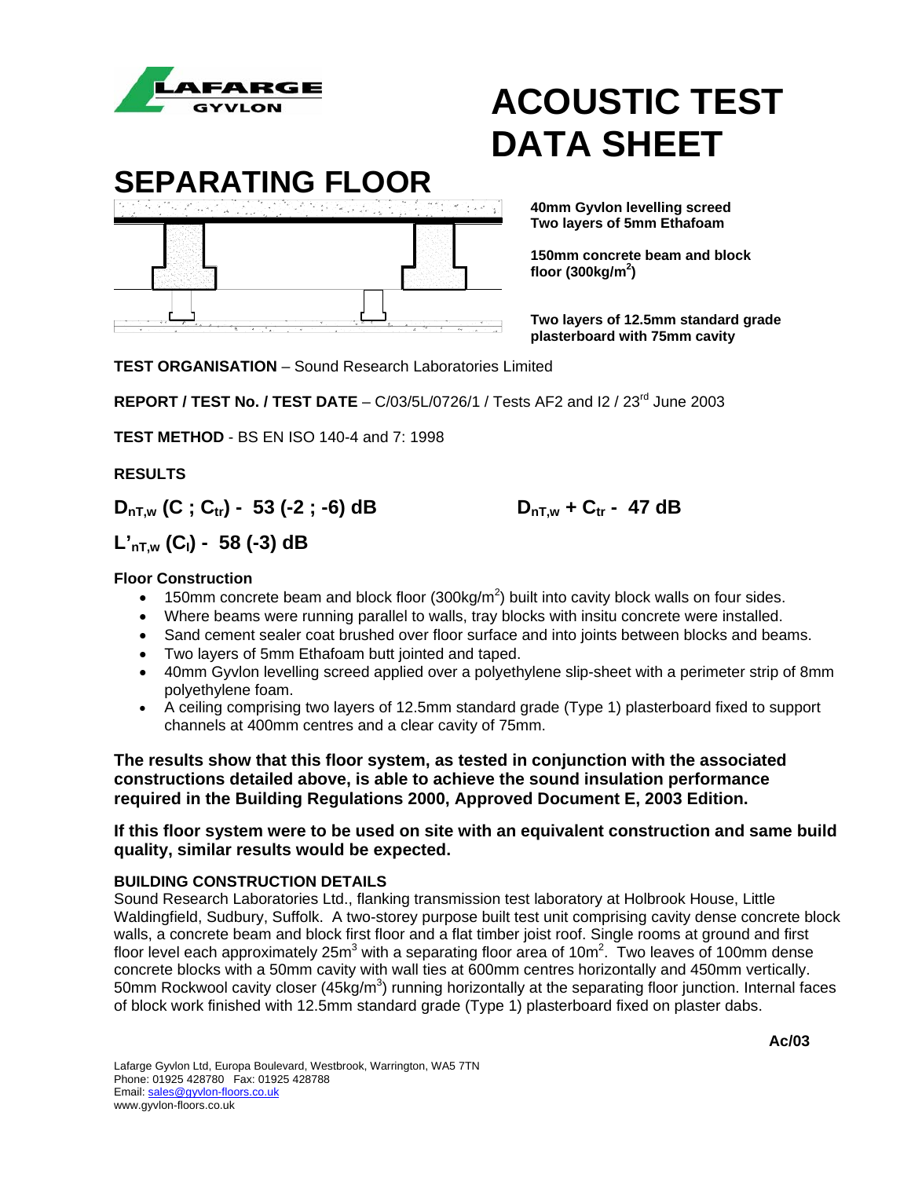# ACOUSTIC TEST DATA SHEET

## SEPARATING FLOOR

**40mm Gyvlon levelling screed**
**Two layers of 5mm Ethafoam**

**150mm concrete beam and block floor (300kg/m$^2$)**

**Two layers of 12.5mm standard grade plasterboard with 75mm cavity**

**TEST ORGANISATION** – Sound Research Laboratories Limited

**REPORT / TEST No. / TEST DATE** – C/03/5L/0726/1 / Tests AF2 and I2 / 23rd June 2003

**TEST METHOD** - BS EN ISO 140-4 and 7: 1998

**RESULTS**

**$D_{nT,w}$ ($C$ ; $C_{tr}$) - 53 (-2 ; -6) dB** **$D_{nT,w} + C_{tr}$ - 47 dB**

**$L'_{nT,w}$ ($C_I$) - 58 (-3) dB**

**Floor Construction**

- 150mm concrete beam and block floor (300kg/m$^2$) built into cavity block walls on four sides.
- Where beams were running parallel to walls, tray blocks with insitu concrete were installed.
- Sand cement sealer coat brushed over floor surface and into joints between blocks and beams.
- Two layers of 5mm Ethafoam butt jointed and taped.
- 40mm Gyvlon levelling screed applied over a polyethylene slip-sheet with a perimeter strip of 8mm polyethylene foam.
- A ceiling comprising two layers of 12.5mm standard grade (Type 1) plasterboard fixed to support channels at 400mm centres and a clear cavity of 75mm.

**The results show that this floor system, as tested in conjunction with the associated constructions detailed above, is able to achieve the sound insulation performance required in the Building Regulations 2000, Approved Document E, 2003 Edition.**

**If this floor system were to be used on site with an equivalent construction and same build quality, similar results would be expected.**

**BUILDING CONSTRUCTION DETAILS**

Sound Research Laboratories Ltd., flanking transmission test laboratory at Holbrook House, Little Waldingfield, Sudbury, Suffolk. A two-storey purpose built test unit comprising cavity dense concrete block walls, a concrete beam and block first floor and a flat timber joist roof. Single rooms at ground and first floor level each approximately 25m$^3$ with a separating floor area of 10m$^2$. Two leaves of 100mm dense concrete blocks with a 50mm cavity with wall ties at 600mm centres horizontally and 450mm vertically. 50mm Rockwool cavity closer (45kg/m$^3$) running horizontally at the separating floor junction. Internal faces of block work finished with 12.5mm standard grade (Type 1) plasterboard fixed on plaster dabs.

**Ac/03**

Lafarge Gyvlon Ltd, Europa Boulevard, Westbrook, Warrington, WA5 7TN
Phone: 01925 428780 Fax: 01925 428788
Email: sales@gyvlon-floors.co.uk
www.gyvlon-floors.co.uk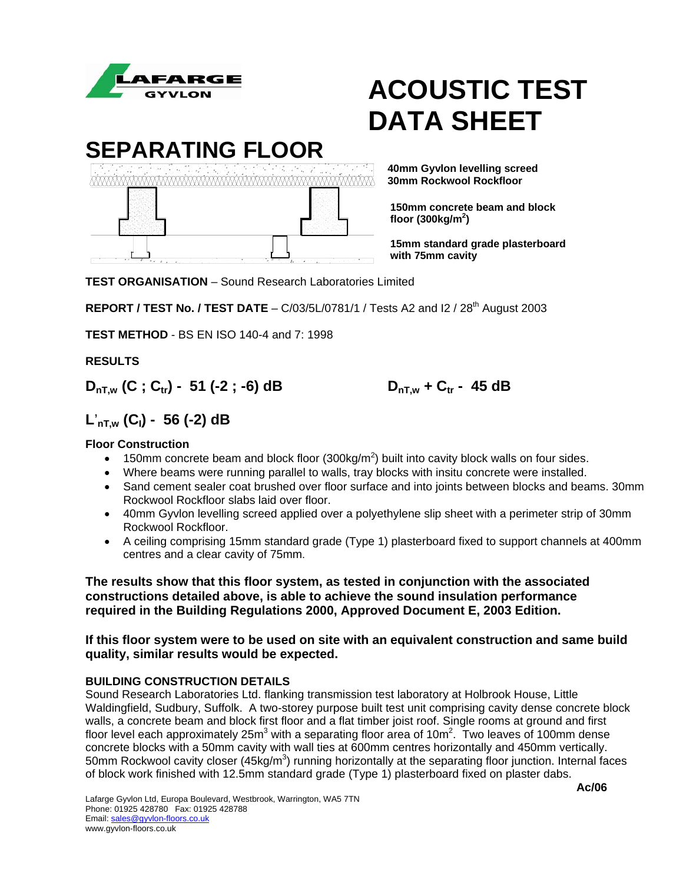# ACOUSTIC TEST DATA SHEET

## SEPARATING FLOOR

**40mm Gyvlon levelling screed**
**30mm Rockwool Rockfloor**

**150mm concrete beam and block floor (300kg/m$^2$)**

**15mm standard grade plasterboard with 75mm cavity**

**TEST ORGANISATION** – Sound Research Laboratories Limited

**REPORT / TEST No. / TEST DATE** – C/03/5L/0781/1 / Tests A2 and I2 / 28th August 2003

**TEST METHOD** - BS EN ISO 140-4 and 7: 1998

**RESULTS**

**$D_{nT,w}$ ($C$ ; $C_{tr}$) - 51 (-2 ; -6) dB** **$D_{nT,w} + C_{tr}$ - 45 dB**

**$L'_{nT,w}$ ($C_I$) - 56 (-2) dB**

**Floor Construction**

- 150mm concrete beam and block floor (300kg/m$^2$) built into cavity block walls on four sides.
- Where beams were running parallel to walls, tray blocks with insitu concrete were installed.
- Sand cement sealer coat brushed over floor surface and into joints between blocks and beams. 30mm Rockwool Rockfloor slabs laid over floor.
- 40mm Gyvlon levelling screed applied over a polyethylene slip sheet with a perimeter strip of 30mm Rockwool Rockfloor.
- A ceiling comprising 15mm standard grade (Type 1) plasterboard fixed to support channels at 400mm centres and a clear cavity of 75mm.

**The results show that this floor system, as tested in conjunction with the associated constructions detailed above, is able to achieve the sound insulation performance required in the Building Regulations 2000, Approved Document E, 2003 Edition.**

**If this floor system were to be used on site with an equivalent construction and same build quality, similar results would be expected.**

**BUILDING CONSTRUCTION DETAILS**

Sound Research Laboratories Ltd. flanking transmission test laboratory at Holbrook House, Little Waldingfield, Sudbury, Suffolk. A two-storey purpose built test unit comprising cavity dense concrete block walls, a concrete beam and block first floor and a flat timber joist roof. Single rooms at ground and first floor level each approximately 25m$^3$ with a separating floor area of 10m$^2$. Two leaves of 100mm dense concrete blocks with a 50mm cavity with wall ties at 600mm centres horizontally and 450mm vertically. 50mm Rockwool cavity closer (45kg/m$^3$) running horizontally at the separating floor junction. Internal faces of block work finished with 12.5mm standard grade (Type 1) plasterboard fixed on plaster dabs.

**Ac/06**

Lafarge Gyvlon Ltd, Europa Boulevard, Westbrook, Warrington, WA5 7TN
Phone: 01925 428780 Fax: 01925 428788
Email: sales@gyvlon-floors.co.uk
www.gyvlon-floors.co.uk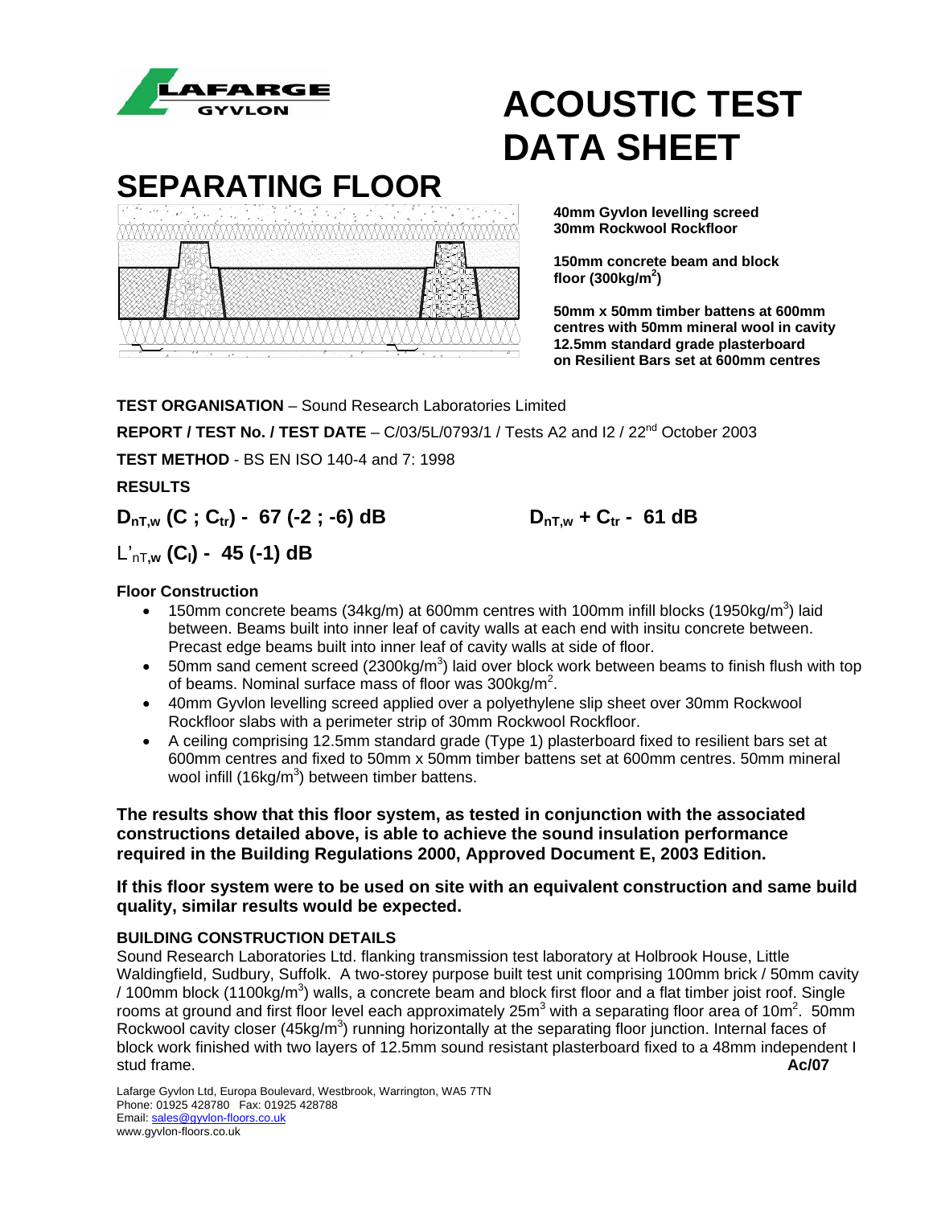LAFARGE GYVLON

# ACOUSTIC TEST DATA SHEET

# SEPARATING FLOOR

**40mm Gyvlon levelling screed**
**30mm Rockwool Rockfloor**

**150mm concrete beam and block floor (300kg/m$^2$)**

**50mm x 50mm timber battens at 600mm centres with 50mm mineral wool in cavity**
**12.5mm standard grade plasterboard on Resilient Bars set at 600mm centres**

**TEST ORGANISATION** – Sound Research Laboratories Limited

**REPORT / TEST No. / TEST DATE** – C/03/5L/0793/1 / Tests A2 and I2 / 22nd October 2003

**TEST METHOD** - BS EN ISO 140-4 and 7: 1998

**RESULTS**

**$D_{nT,w}$ (C ; $C_{tr}$) - 67 (-2 ; -6) dB** **$D_{nT,w} + C_{tr}$ - 61 dB**

**$L'_{nT,w}$ ($C_I$) - 45 (-1) dB**

### Floor Construction

- 150mm concrete beams (34kg/m) at 600mm centres with 100mm infill blocks (1950kg/m$^3$) laid between. Beams built into inner leaf of cavity walls at each end with insitu concrete between. Precast edge beams built into inner leaf of cavity walls at side of floor.
- 50mm sand cement screed (2300kg/m$^3$) laid over block work between beams to finish flush with top of beams. Nominal surface mass of floor was 300kg/m$^2$.
- 40mm Gyvlon levelling screed applied over a polyethylene slip sheet over 30mm Rockwool Rockfloor slabs with a perimeter strip of 30mm Rockwool Rockfloor.
- A ceiling comprising 12.5mm standard grade (Type 1) plasterboard fixed to resilient bars set at 600mm centres and fixed to 50mm x 50mm timber battens set at 600mm centres. 50mm mineral wool infill (16kg/m$^3$) between timber battens.

**The results show that this floor system, as tested in conjunction with the associated constructions detailed above, is able to achieve the sound insulation performance required in the Building Regulations 2000, Approved Document E, 2003 Edition.**

**If this floor system were to be used on site with an equivalent construction and same build quality, similar results would be expected.**

### BUILDING CONSTRUCTION DETAILS

Sound Research Laboratories Ltd. flanking transmission test laboratory at Holbrook House, Little Waldingfield, Sudbury, Suffolk. A two-storey purpose built test unit comprising 100mm brick / 50mm cavity / 100mm block (1100kg/m$^3$) walls, a concrete beam and block first floor and a flat timber joist roof. Single rooms at ground and first floor level each approximately 25m$^3$ with a separating floor area of 10m$^2$. 50mm Rockwool cavity closer (45kg/m$^3$) running horizontally at the separating floor junction. Internal faces of block work finished with two layers of 12.5mm sound resistant plasterboard fixed to a 48mm independent I stud frame.

**Ac/07**

Lafarge Gyvlon Ltd, Europa Boulevard, Westbrook, Warrington, WA5 7TN
Phone: 01925 428780 Fax: 01925 428788
Email: sales@gyvlon-floors.co.uk
www.gyvlon-floors.co.uk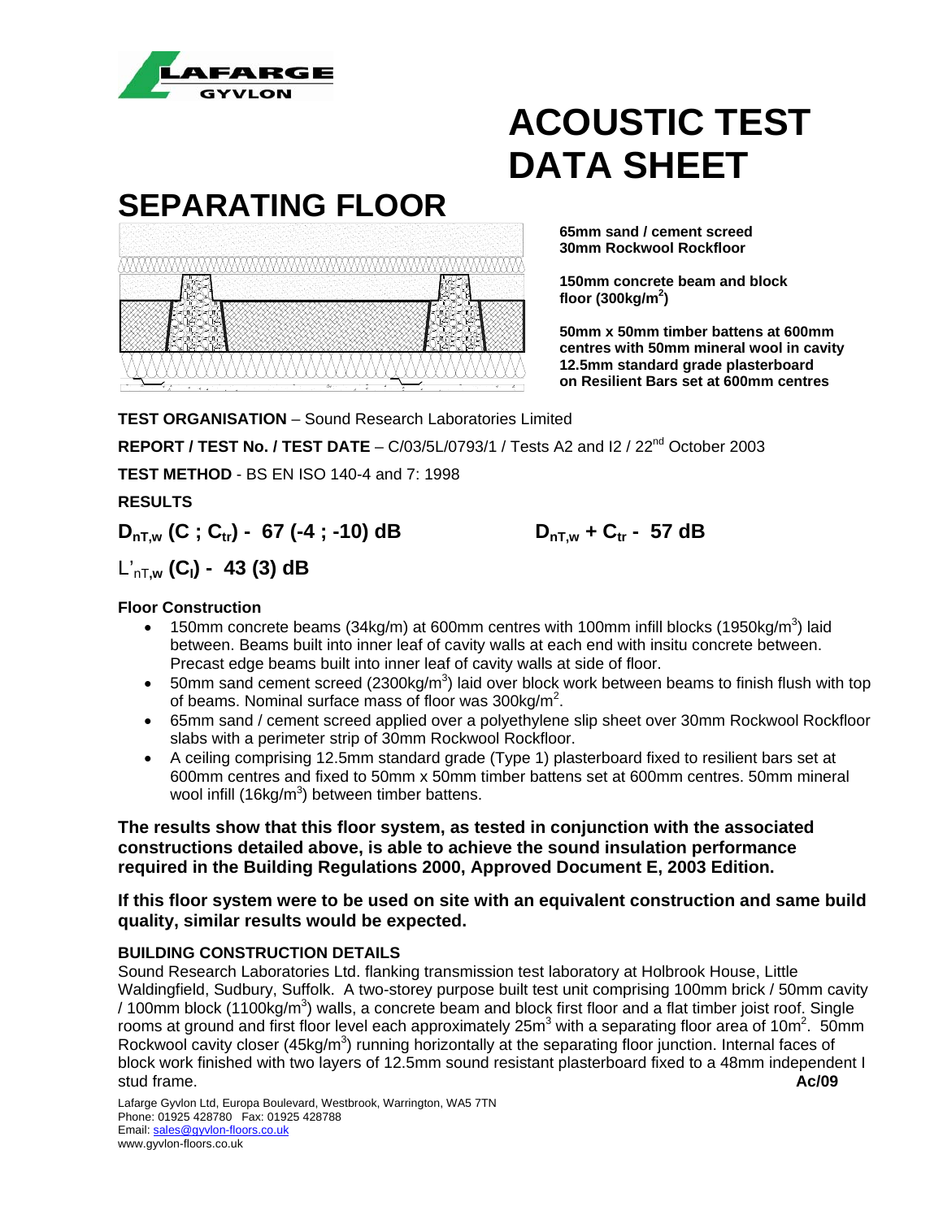# ACOUSTIC TEST DATA SHEET

## SEPARATING FLOOR

**65mm sand / cement screed**
**30mm Rockwool Rockfloor**

**150mm concrete beam and block floor (300kg/m$^2$)**

**50mm x 50mm timber battens at 600mm centres with 50mm mineral wool in cavity 12.5mm standard grade plasterboard on Resilient Bars set at 600mm centres**

**TEST ORGANISATION** – Sound Research Laboratories Limited

**REPORT / TEST No. / TEST DATE** – C/03/5L/0793/1 / Tests A2 and I2 / 22$^{nd}$ October 2003

**TEST METHOD** - BS EN ISO 140-4 and 7: 1998

**RESULTS**

**$D_{nT,w}$ ($C$ ; $C_{tr}$) - 67 (-4 ; -10) dB** **$D_{nT,w} + C_{tr}$ - 57 dB**

$L'_{nT,w}$ **($C_I$) - 43 (3) dB**

### Floor Construction

- 150mm concrete beams (34kg/m) at 600mm centres with 100mm infill blocks (1950kg/m$^3$) laid between. Beams built into inner leaf of cavity walls at each end with insitu concrete between. Precast edge beams built into inner leaf of cavity walls at side of floor.
- 50mm sand cement screed (2300kg/m$^3$) laid over block work between beams to finish flush with top of beams. Nominal surface mass of floor was 300kg/m$^2$.
- 65mm sand / cement screed applied over a polyethylene slip sheet over 30mm Rockwool Rockfloor slabs with a perimeter strip of 30mm Rockwool Rockfloor.
- A ceiling comprising 12.5mm standard grade (Type 1) plasterboard fixed to resilient bars set at 600mm centres and fixed to 50mm x 50mm timber battens set at 600mm centres. 50mm mineral wool infill (16kg/m$^3$) between timber battens.

**The results show that this floor system, as tested in conjunction with the associated constructions detailed above, is able to achieve the sound insulation performance required in the Building Regulations 2000, Approved Document E, 2003 Edition.**

**If this floor system were to be used on site with an equivalent construction and same build quality, similar results would be expected.**

### BUILDING CONSTRUCTION DETAILS

Sound Research Laboratories Ltd. flanking transmission test laboratory at Holbrook House, Little Waldingfield, Sudbury, Suffolk. A two-storey purpose built test unit comprising 100mm brick / 50mm cavity / 100mm block (1100kg/m$^3$) walls, a concrete beam and block first floor and a flat timber joist roof. Single rooms at ground and first floor level each approximately 25m$^3$ with a separating floor area of 10m$^2$. 50mm Rockwool cavity closer (45kg/m$^3$) running horizontally at the separating floor junction. Internal faces of block work finished with two layers of 12.5mm sound resistant plasterboard fixed to a 48mm independent I stud frame.

**Ac/09**

Lafarge Gyvlon Ltd, Europa Boulevard, Westbrook, Warrington, WA5 7TN
Phone: 01925 428780 Fax: 01925 428788
Email: sales@gyvlon-floors.co.uk
www.gyvlon-floors.co.uk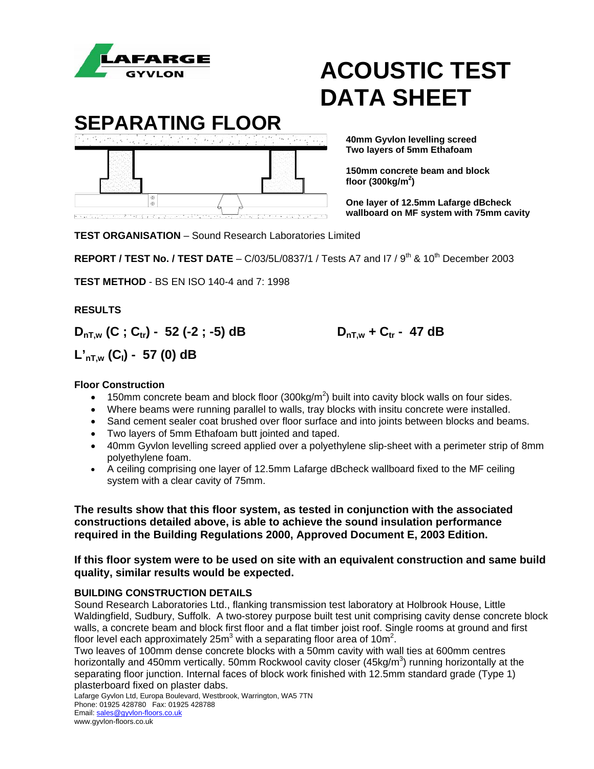# ACOUSTIC TEST DATA SHEET

## SEPARATING FLOOR

**40mm Gyvlon levelling screed**
**Two layers of 5mm Ethafoam**

**150mm concrete beam and block floor (300kg/m$^2$)**

**One layer of 12.5mm Lafarge dBcheck wallboard on MF system with 75mm cavity**

**TEST ORGANISATION** – Sound Research Laboratories Limited

**REPORT / TEST No. / TEST DATE** – C/03/5L/0837/1 / Tests A7 and I7 / 9th & 10th December 2003

**TEST METHOD** - BS EN ISO 140-4 and 7: 1998

**RESULTS**

**$D_{nT,w}$ (C ; $C_{tr}$) - 52 (-2 ; -5) dB** **$D_{nT,w}$ + $C_{tr}$ - 47 dB**

**$L'_{nT,w}$ ($C_I$) - 57 (0) dB**

**Floor Construction**

- 150mm concrete beam and block floor (300kg/m$^2$) built into cavity block walls on four sides.
- Where beams were running parallel to walls, tray blocks with insitu concrete were installed.
- Sand cement sealer coat brushed over floor surface and into joints between blocks and beams.
- Two layers of 5mm Ethafoam butt jointed and taped.
- 40mm Gyvlon levelling screed applied over a polyethylene slip-sheet with a perimeter strip of 8mm polyethylene foam.
- A ceiling comprising one layer of 12.5mm Lafarge dBcheck wallboard fixed to the MF ceiling system with a clear cavity of 75mm.

**The results show that this floor system, as tested in conjunction with the associated constructions detailed above, is able to achieve the sound insulation performance required in the Building Regulations 2000, Approved Document E, 2003 Edition.**

**If this floor system were to be used on site with an equivalent construction and same build quality, similar results would be expected.**

**BUILDING CONSTRUCTION DETAILS**

Sound Research Laboratories Ltd., flanking transmission test laboratory at Holbrook House, Little Waldingfield, Sudbury, Suffolk. A two-storey purpose built test unit comprising cavity dense concrete block walls, a concrete beam and block first floor and a flat timber joist roof. Single rooms at ground and first floor level each approximately 25m$^3$ with a separating floor area of 10m$^2$.

Two leaves of 100mm dense concrete blocks with a 50mm cavity with wall ties at 600mm centres horizontally and 450mm vertically. 50mm Rockwool cavity closer (45kg/m$^3$) running horizontally at the separating floor junction. Internal faces of block work finished with 12.5mm standard grade (Type 1) plasterboard fixed on plaster dabs.

Lafarge Gyvlon Ltd, Europa Boulevard, Westbrook, Warrington, WA5 7TN
Phone: 01925 428780 Fax: 01925 428788
Email: sales@gyvlon-floors.co.uk
www.gyvlon-floors.co.uk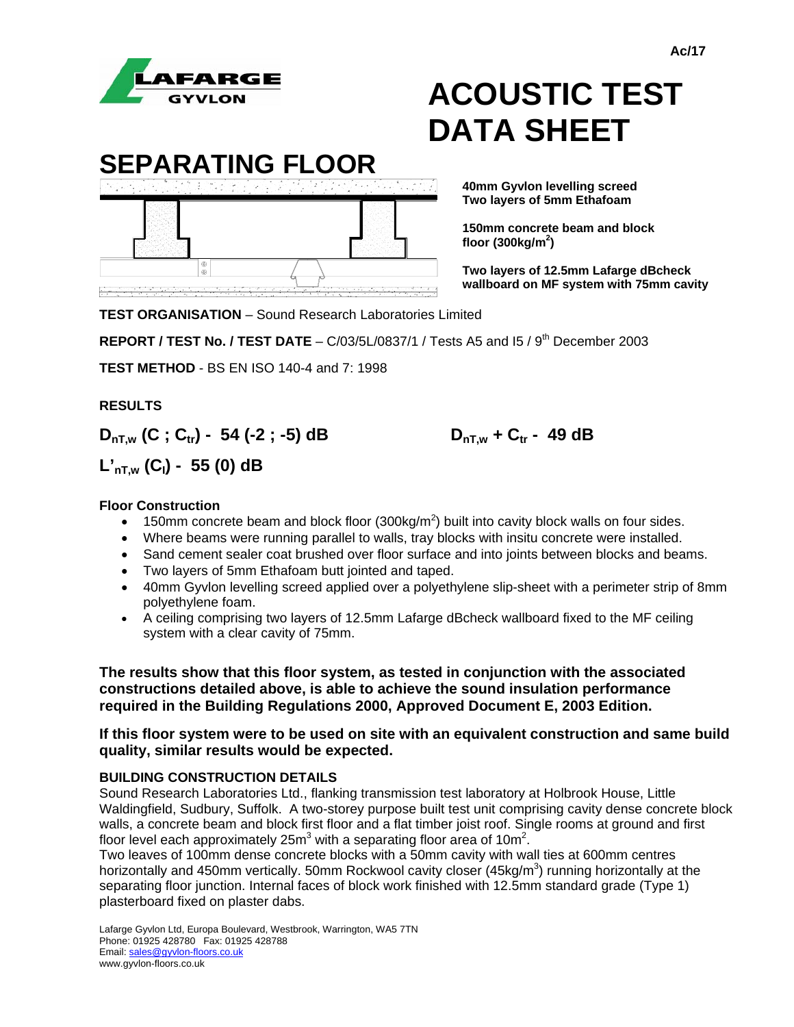Ac/17

# ACOUSTIC TEST DATA SHEET

## SEPARATING FLOOR

**40mm Gyvlon levelling screed**
**Two layers of 5mm Ethafoam**

**150mm concrete beam and block floor (300kg/m$^2$)**

**Two layers of 12.5mm Lafarge dBcheck wallboard on MF system with 75mm cavity**

**TEST ORGANISATION** – Sound Research Laboratories Limited

**REPORT / TEST No. / TEST DATE** – C/03/5L/0837/1 / Tests A5 and I5 / 9th December 2003

**TEST METHOD** - BS EN ISO 140-4 and 7: 1998

**RESULTS**

**$D_{nT,w}$ ($C$ ; $C_{tr}$) - 54 (-2 ; -5) dB**

**$D_{nT,w} + C_{tr}$ - 49 dB**

**$L'_{nT,w}$ ($C_I$) - 55 (0) dB**

**Floor Construction**

- 150mm concrete beam and block floor (300kg/m$^2$) built into cavity block walls on four sides.
- Where beams were running parallel to walls, tray blocks with insitu concrete were installed.
- Sand cement sealer coat brushed over floor surface and into joints between blocks and beams.
- Two layers of 5mm Ethafoam butt jointed and taped.
- 40mm Gyvlon levelling screed applied over a polyethylene slip-sheet with a perimeter strip of 8mm polyethylene foam.
- A ceiling comprising two layers of 12.5mm Lafarge dBcheck wallboard fixed to the MF ceiling system with a clear cavity of 75mm.

**The results show that this floor system, as tested in conjunction with the associated constructions detailed above, is able to achieve the sound insulation performance required in the Building Regulations 2000, Approved Document E, 2003 Edition.**

**If this floor system were to be used on site with an equivalent construction and same build quality, similar results would be expected.**

**BUILDING CONSTRUCTION DETAILS**

Sound Research Laboratories Ltd., flanking transmission test laboratory at Holbrook House, Little Waldingfield, Sudbury, Suffolk. A two-storey purpose built test unit comprising cavity dense concrete block walls, a concrete beam and block first floor and a flat timber joist roof. Single rooms at ground and first floor level each approximately 25m$^3$ with a separating floor area of 10m$^2$.

Two leaves of 100mm dense concrete blocks with a 50mm cavity with wall ties at 600mm centres horizontally and 450mm vertically. 50mm Rockwool cavity closer (45kg/m$^3$) running horizontally at the separating floor junction. Internal faces of block work finished with 12.5mm standard grade (Type 1) plasterboard fixed on plaster dabs.

Lafarge Gyvlon Ltd, Europa Boulevard, Westbrook, Warrington, WA5 7TN
Phone: 01925 428780 Fax: 01925 428788
Email: sales@gyvlon-floors.co.uk
www.gyvlon-floors.co.uk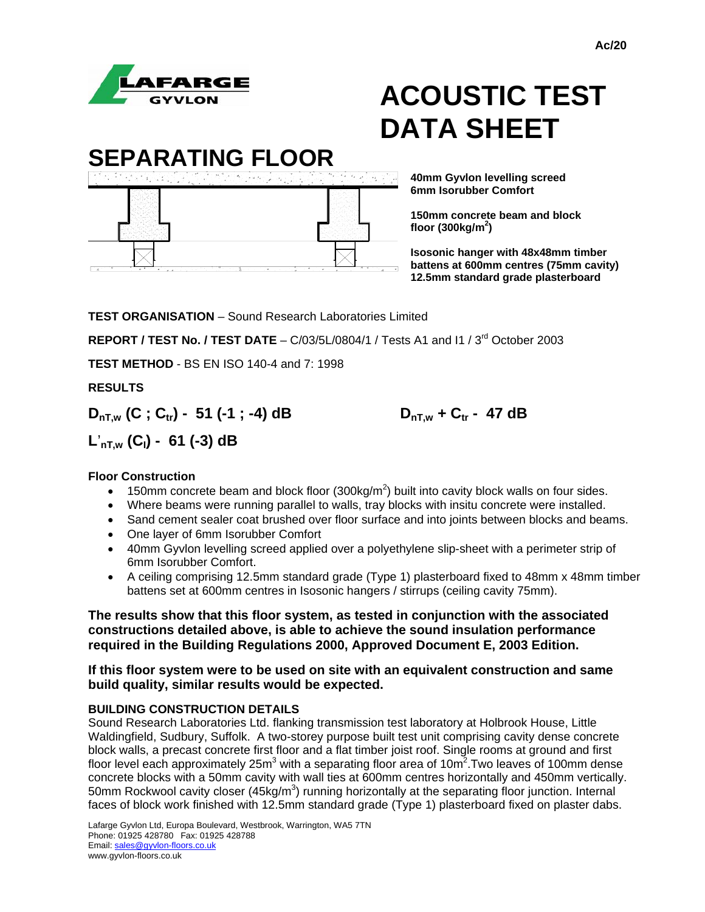Ac/20

# ACOUSTIC TEST DATA SHEET

## SEPARATING FLOOR

**40mm Gyvlon levelling screed**
**6mm Isorubber Comfort**

**150mm concrete beam and block floor (300kg/m$^2$)**

**Isosonic hanger with 48x48mm timber battens at 600mm centres (75mm cavity)**
**12.5mm standard grade plasterboard**

**TEST ORGANISATION** – Sound Research Laboratories Limited

**REPORT / TEST No. / TEST DATE** – C/03/5L/0804/1 / Tests A1 and I1 / 3rd October 2003

**TEST METHOD** - BS EN ISO 140-4 and 7: 1998

**RESULTS**

**$D_{nT,w}$ ($C$ ; $C_{tr}$) - 51 (-1 ; -4) dB** **$D_{nT,w} + C_{tr}$ - 47 dB**

**$L'_{nT,w}$ ($C_I$) - 61 (-3) dB**

**Floor Construction**

- 150mm concrete beam and block floor (300kg/m$^2$) built into cavity block walls on four sides.
- Where beams were running parallel to walls, tray blocks with insitu concrete were installed.
- Sand cement sealer coat brushed over floor surface and into joints between blocks and beams.
- One layer of 6mm Isorubber Comfort
- 40mm Gyvlon levelling screed applied over a polyethylene slip-sheet with a perimeter strip of 6mm Isorubber Comfort.
- A ceiling comprising 12.5mm standard grade (Type 1) plasterboard fixed to 48mm x 48mm timber battens set at 600mm centres in Isosonic hangers / stirrups (ceiling cavity 75mm).

**The results show that this floor system, as tested in conjunction with the associated constructions detailed above, is able to achieve the sound insulation performance required in the Building Regulations 2000, Approved Document E, 2003 Edition.**

**If this floor system were to be used on site with an equivalent construction and same build quality, similar results would be expected.**

**BUILDING CONSTRUCTION DETAILS**

Sound Research Laboratories Ltd. flanking transmission test laboratory at Holbrook House, Little Waldingfield, Sudbury, Suffolk. A two-storey purpose built test unit comprising cavity dense concrete block walls, a precast concrete first floor and a flat timber joist roof. Single rooms at ground and first floor level each approximately 25m$^3$ with a separating floor area of 10m$^2$. Two leaves of 100mm dense concrete blocks with a 50mm cavity with wall ties at 600mm centres horizontally and 450mm vertically. 50mm Rockwool cavity closer (45kg/m$^3$) running horizontally at the separating floor junction. Internal faces of block work finished with 12.5mm standard grade (Type 1) plasterboard fixed on plaster dabs.

Lafarge Gyvlon Ltd, Europa Boulevard, Westbrook, Warrington, WA5 7TN
Phone: 01925 428780 Fax: 01925 428788
Email: sales@gyvlon-floors.co.uk
www.gyvlon-floors.co.uk